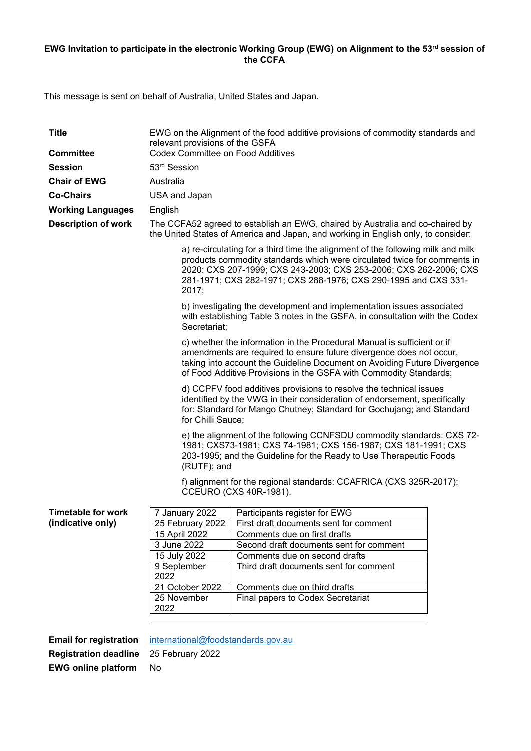**EWG Invitation to participate in the electronic Working Group (EWG) on Alignment to the 53rd session of the CCFA**

This message is sent on behalf of Australia, United States and Japan.

| | |
|---|---|
| **Title** | EWG on the Alignment of the food additive provisions of commodity standards and relevant provisions of the GSFA |
| **Committee** | Codex Committee on Food Additives |
| **Session** | 53rd Session |
| **Chair of EWG** | Australia |
| **Co-Chairs** | USA and Japan |
| **Working Languages** | English |
| **Description of work** | The CCFA52 agreed to establish an EWG, chaired by Australia and co-chaired by the United States of America and Japan, and working in English only, to consider: |

a) re-circulating for a third time the alignment of the following milk and milk products commodity standards which were circulated twice for comments in 2020: CXS 207-1999; CXS 243-2003; CXS 253-2006; CXS 262-2006; CXS 281-1971; CXS 282-1971; CXS 288-1976; CXS 290-1995 and CXS 331-2017;

b) investigating the development and implementation issues associated with establishing Table 3 notes in the GSFA, in consultation with the Codex Secretariat;

c) whether the information in the Procedural Manual is sufficient or if amendments are required to ensure future divergence does not occur, taking into account the Guideline Document on Avoiding Future Divergence of Food Additive Provisions in the GSFA with Commodity Standards;

d) CCPFV food additives provisions to resolve the technical issues identified by the VWG in their consideration of endorsement, specifically for: Standard for Mango Chutney; Standard for Gochujang; and Standard for Chilli Sauce;

e) the alignment of the following CCNFSDU commodity standards: CXS 72-1981; CXS73-1981; CXS 74-1981; CXS 156-1987; CXS 181-1991; CXS 203-1995; and the Guideline for the Ready to Use Therapeutic Foods (RUTF); and

f) alignment for the regional standards: CCAFRICA (CXS 325R-2017); CCEURO (CXS 40R-1981).

**Timetable for work (indicative only)**

| Date | Activity |
|---|---|
| 7 January 2022 | Participants register for EWG |
| 25 February 2022 | First draft documents sent for comment |
| 15 April 2022 | Comments due on first drafts |
| 3 June 2022 | Second draft documents sent for comment |
| 15 July 2022 | Comments due on second drafts |
| 9 September 2022 | Third draft documents sent for comment |
| 21 October 2022 | Comments due on third drafts |
| 25 November 2022 | Final papers to Codex Secretariat |

| | |
|---|---|
| **Email for registration** | international@foodstandards.gov.au |
| **Registration deadline** | 25 February 2022 |
| **EWG online platform** | No |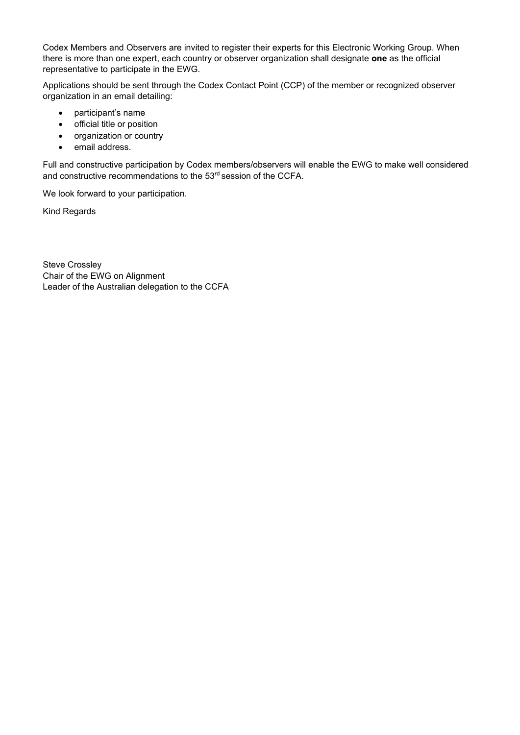Codex Members and Observers are invited to register their experts for this Electronic Working Group. When there is more than one expert, each country or observer organization shall designate **one** as the official representative to participate in the EWG.

Applications should be sent through the Codex Contact Point (CCP) of the member or recognized observer organization in an email detailing:

- participant's name
- official title or position
- organization or country
- email address.

Full and constructive participation by Codex members/observers will enable the EWG to make well considered and constructive recommendations to the 53rd session of the CCFA.

We look forward to your participation.

Kind Regards

Steve Crossley
Chair of the EWG on Alignment
Leader of the Australian delegation to the CCFA